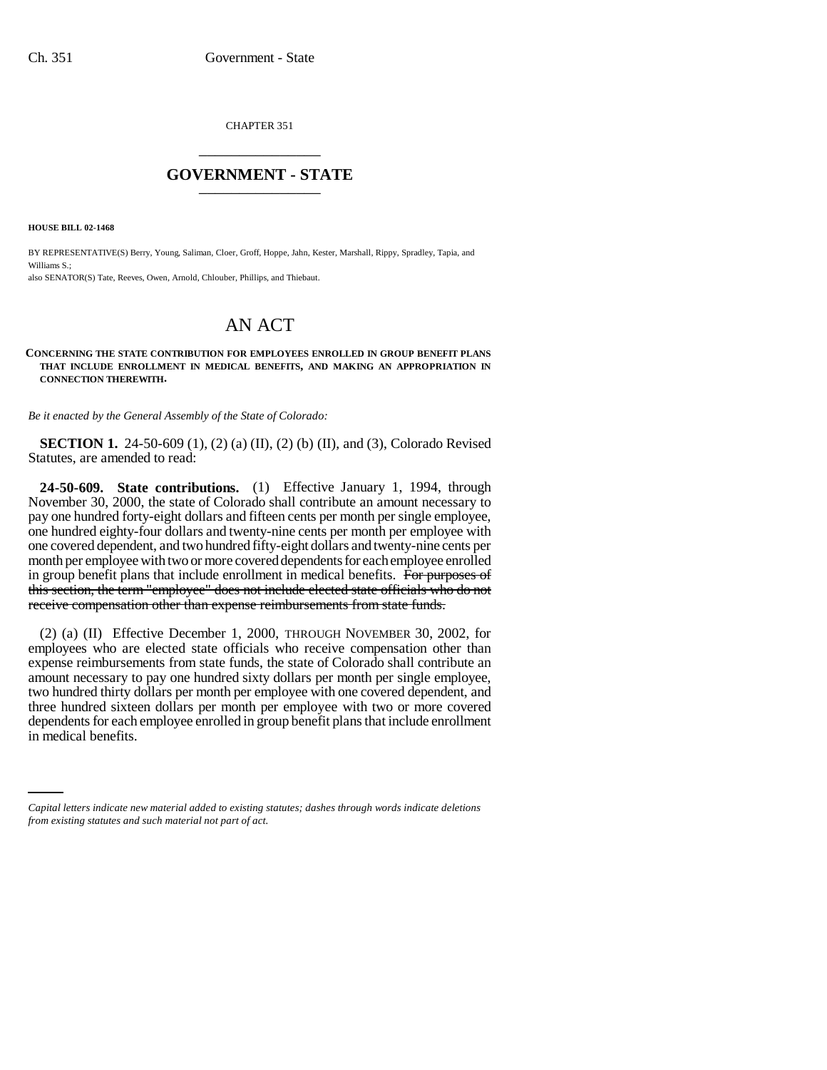CHAPTER 351

# GOVERNMENT - STATE

**HOUSE BILL 02-1468**

BY REPRESENTATIVE(S) Berry, Young, Saliman, Cloer, Groff, Hoppe, Jahn, Kester, Marshall, Rippy, Spradley, Tapia, and Williams S.;
also SENATOR(S) Tate, Reeves, Owen, Arnold, Chlouber, Phillips, and Thiebaut.

# AN ACT

**CONCERNING THE STATE CONTRIBUTION FOR EMPLOYEES ENROLLED IN GROUP BENEFIT PLANS THAT INCLUDE ENROLLMENT IN MEDICAL BENEFITS, AND MAKING AN APPROPRIATION IN CONNECTION THEREWITH.**

*Be it enacted by the General Assembly of the State of Colorado:*

**SECTION 1.** 24-50-609 (1), (2) (a) (II), (2) (b) (II), and (3), Colorado Revised Statutes, are amended to read:

**24-50-609. State contributions.** (1) Effective January 1, 1994, through November 30, 2000, the state of Colorado shall contribute an amount necessary to pay one hundred forty-eight dollars and fifteen cents per month per single employee, one hundred eighty-four dollars and twenty-nine cents per month per employee with one covered dependent, and two hundred fifty-eight dollars and twenty-nine cents per month per employee with two or more covered dependents for each employee enrolled in group benefit plans that include enrollment in medical benefits. ~~For purposes of this section, the term "employee" does not include elected state officials who do not receive compensation other than expense reimbursements from state funds.~~

(2) (a) (II) Effective December 1, 2000, THROUGH NOVEMBER 30, 2002, for employees who are elected state officials who receive compensation other than expense reimbursements from state funds, the state of Colorado shall contribute an amount necessary to pay one hundred sixty dollars per month per single employee, two hundred thirty dollars per month per employee with one covered dependent, and three hundred sixteen dollars per month per employee with two or more covered dependents for each employee enrolled in group benefit plans that include enrollment in medical benefits.

*Capital letters indicate new material added to existing statutes; dashes through words indicate deletions from existing statutes and such material not part of act.*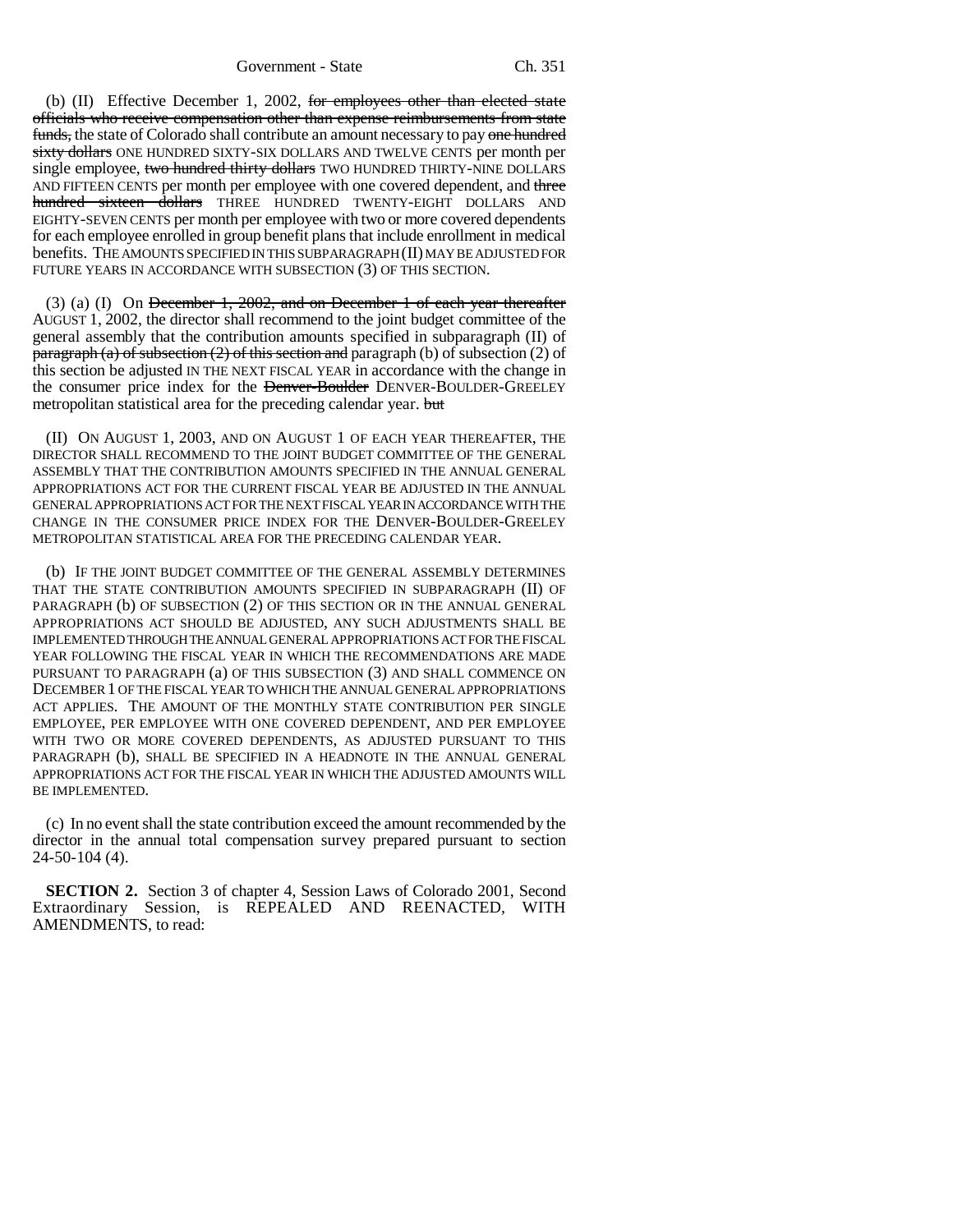(b) (II) Effective December 1, 2002, ~~for employees other than elected state officials who receive compensation other than expense reimbursements from state funds,~~ the state of Colorado shall contribute an amount necessary to pay ~~one hundred sixty dollars~~ ONE HUNDRED SIXTY-SIX DOLLARS AND TWELVE CENTS per month per single employee, ~~two hundred thirty dollars~~ TWO HUNDRED THIRTY-NINE DOLLARS AND FIFTEEN CENTS per month per employee with one covered dependent, and ~~three hundred sixteen dollars~~ THREE HUNDRED TWENTY-EIGHT DOLLARS AND EIGHTY-SEVEN CENTS per month per employee with two or more covered dependents for each employee enrolled in group benefit plans that include enrollment in medical benefits. THE AMOUNTS SPECIFIED IN THIS SUBPARAGRAPH (II) MAY BE ADJUSTED FOR FUTURE YEARS IN ACCORDANCE WITH SUBSECTION (3) OF THIS SECTION.

(3) (a) (I) On ~~December 1, 2002, and on December 1 of each year thereafter~~ AUGUST 1, 2002, the director shall recommend to the joint budget committee of the general assembly that the contribution amounts specified in subparagraph (II) of ~~paragraph (a) of subsection (2) of this section and~~ paragraph (b) of subsection (2) of this section be adjusted IN THE NEXT FISCAL YEAR in accordance with the change in the consumer price index for the ~~Denver-Boulder~~ DENVER-BOULDER-GREELEY metropolitan statistical area for the preceding calendar year. ~~but~~

(II) ON AUGUST 1, 2003, AND ON AUGUST 1 OF EACH YEAR THEREAFTER, THE DIRECTOR SHALL RECOMMEND TO THE JOINT BUDGET COMMITTEE OF THE GENERAL ASSEMBLY THAT THE CONTRIBUTION AMOUNTS SPECIFIED IN THE ANNUAL GENERAL APPROPRIATIONS ACT FOR THE CURRENT FISCAL YEAR BE ADJUSTED IN THE ANNUAL GENERAL APPROPRIATIONS ACT FOR THE NEXT FISCAL YEAR IN ACCORDANCE WITH THE CHANGE IN THE CONSUMER PRICE INDEX FOR THE DENVER-BOULDER-GREELEY METROPOLITAN STATISTICAL AREA FOR THE PRECEDING CALENDAR YEAR.

(b) IF THE JOINT BUDGET COMMITTEE OF THE GENERAL ASSEMBLY DETERMINES THAT THE STATE CONTRIBUTION AMOUNTS SPECIFIED IN SUBPARAGRAPH (II) OF PARAGRAPH (b) OF SUBSECTION (2) OF THIS SECTION OR IN THE ANNUAL GENERAL APPROPRIATIONS ACT SHOULD BE ADJUSTED, ANY SUCH ADJUSTMENTS SHALL BE IMPLEMENTED THROUGH THE ANNUAL GENERAL APPROPRIATIONS ACT FOR THE FISCAL YEAR FOLLOWING THE FISCAL YEAR IN WHICH THE RECOMMENDATIONS ARE MADE PURSUANT TO PARAGRAPH (a) OF THIS SUBSECTION (3) AND SHALL COMMENCE ON DECEMBER 1 OF THE FISCAL YEAR TO WHICH THE ANNUAL GENERAL APPROPRIATIONS ACT APPLIES. THE AMOUNT OF THE MONTHLY STATE CONTRIBUTION PER SINGLE EMPLOYEE, PER EMPLOYEE WITH ONE COVERED DEPENDENT, AND PER EMPLOYEE WITH TWO OR MORE COVERED DEPENDENTS, AS ADJUSTED PURSUANT TO THIS PARAGRAPH (b), SHALL BE SPECIFIED IN A HEADNOTE IN THE ANNUAL GENERAL APPROPRIATIONS ACT FOR THE FISCAL YEAR IN WHICH THE ADJUSTED AMOUNTS WILL BE IMPLEMENTED.

(c) In no event shall the state contribution exceed the amount recommended by the director in the annual total compensation survey prepared pursuant to section 24-50-104 (4).

**SECTION 2.** Section 3 of chapter 4, Session Laws of Colorado 2001, Second Extraordinary Session, is REPEALED AND REENACTED, WITH AMENDMENTS, to read: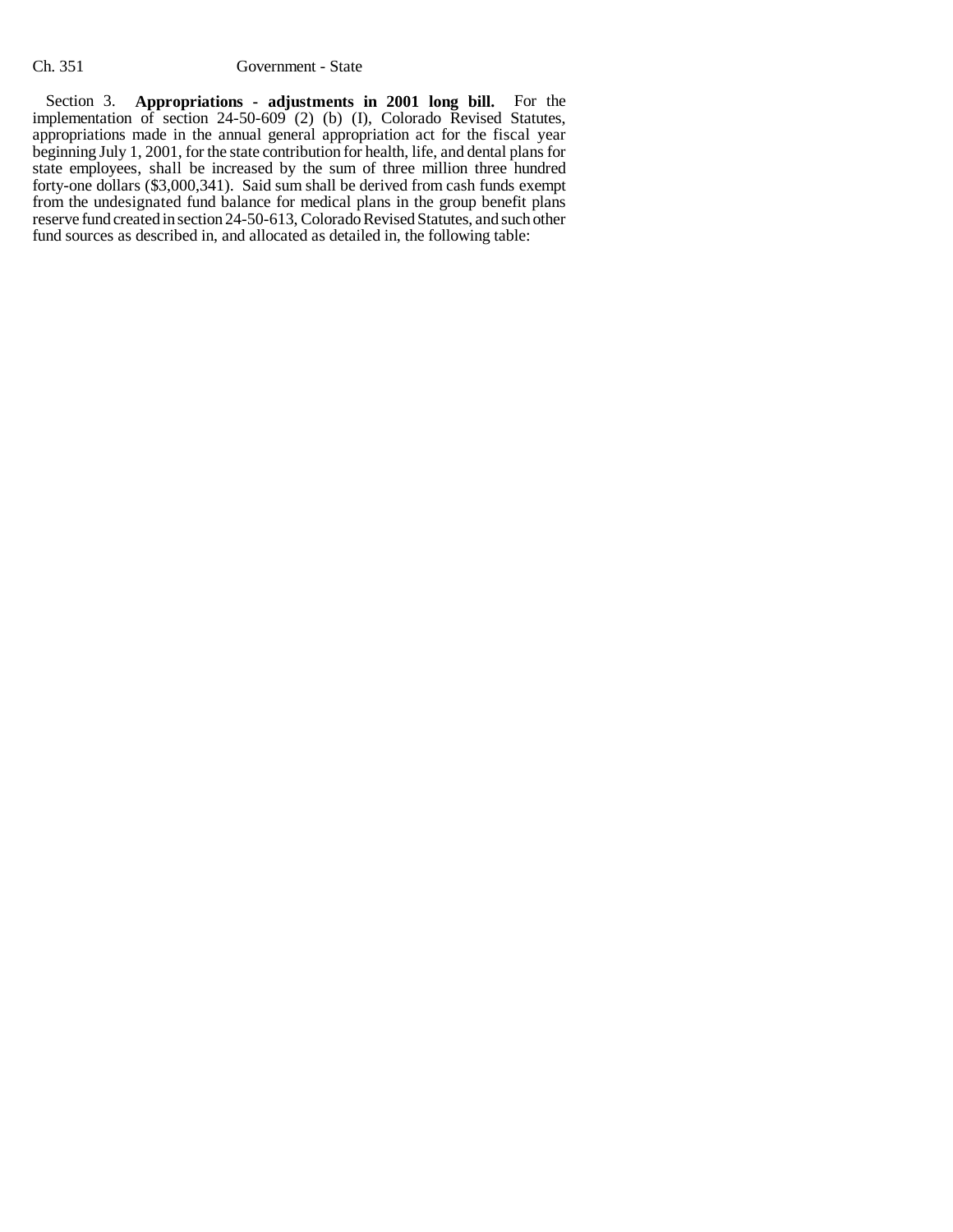Section 3. **Appropriations - adjustments in 2001 long bill.** For the implementation of section 24-50-609 (2) (b) (I), Colorado Revised Statutes, appropriations made in the annual general appropriation act for the fiscal year beginning July 1, 2001, for the state contribution for health, life, and dental plans for state employees, shall be increased by the sum of three million three hundred forty-one dollars ($3,000,341). Said sum shall be derived from cash funds exempt from the undesignated fund balance for medical plans in the group benefit plans reserve fund created in section 24-50-613, Colorado Revised Statutes, and such other fund sources as described in, and allocated as detailed in, the following table: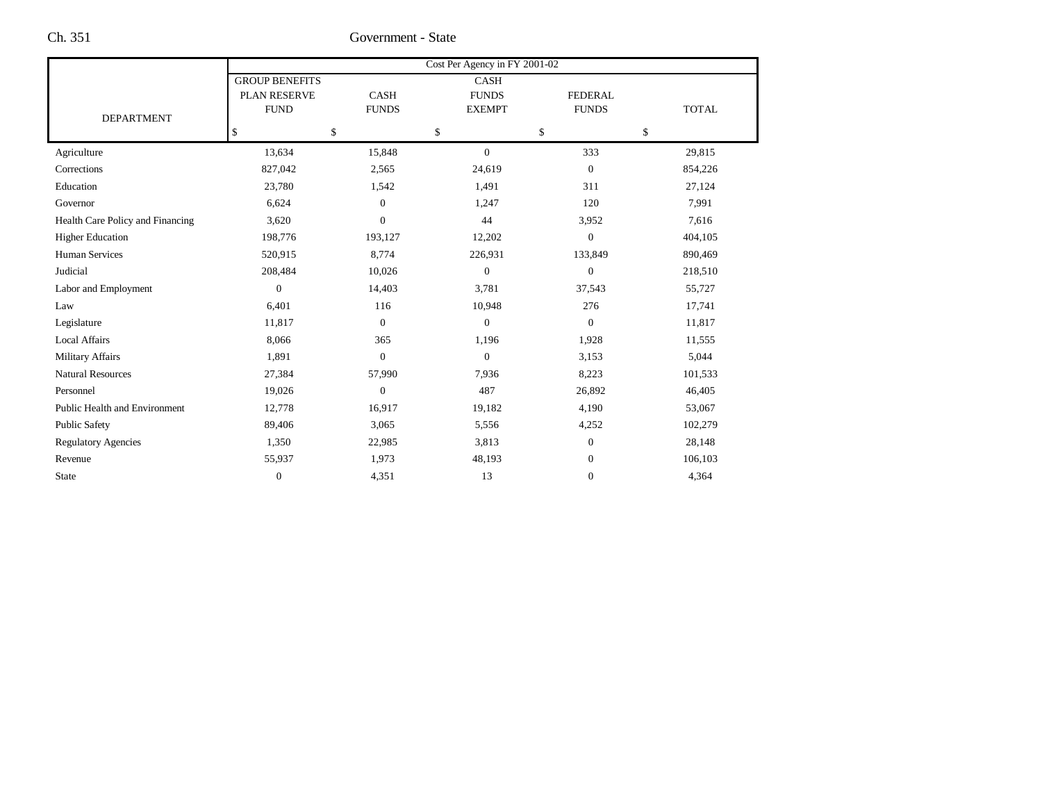| DEPARTMENT | Cost Per Agency in FY 2001-02 | | | | |
|---|---|---|---|---|---|
| | GROUP BENEFITS PLAN RESERVE FUND | CASH FUNDS | CASH FUNDS EXEMPT | FEDERAL FUNDS | TOTAL |
| | $ | $ | $ | $ | $ |
| Agriculture | 13,634 | 15,848 | 0 | 333 | 29,815 |
| Corrections | 827,042 | 2,565 | 24,619 | 0 | 854,226 |
| Education | 23,780 | 1,542 | 1,491 | 311 | 27,124 |
| Governor | 6,624 | 0 | 1,247 | 120 | 7,991 |
| Health Care Policy and Financing | 3,620 | 0 | 44 | 3,952 | 7,616 |
| Higher Education | 198,776 | 193,127 | 12,202 | 0 | 404,105 |
| Human Services | 520,915 | 8,774 | 226,931 | 133,849 | 890,469 |
| Judicial | 208,484 | 10,026 | 0 | 0 | 218,510 |
| Labor and Employment | 0 | 14,403 | 3,781 | 37,543 | 55,727 |
| Law | 6,401 | 116 | 10,948 | 276 | 17,741 |
| Legislature | 11,817 | 0 | 0 | 0 | 11,817 |
| Local Affairs | 8,066 | 365 | 1,196 | 1,928 | 11,555 |
| Military Affairs | 1,891 | 0 | 0 | 3,153 | 5,044 |
| Natural Resources | 27,384 | 57,990 | 7,936 | 8,223 | 101,533 |
| Personnel | 19,026 | 0 | 487 | 26,892 | 46,405 |
| Public Health and Environment | 12,778 | 16,917 | 19,182 | 4,190 | 53,067 |
| Public Safety | 89,406 | 3,065 | 5,556 | 4,252 | 102,279 |
| Regulatory Agencies | 1,350 | 22,985 | 3,813 | 0 | 28,148 |
| Revenue | 55,937 | 1,973 | 48,193 | 0 | 106,103 |
| State | 0 | 4,351 | 13 | 0 | 4,364 |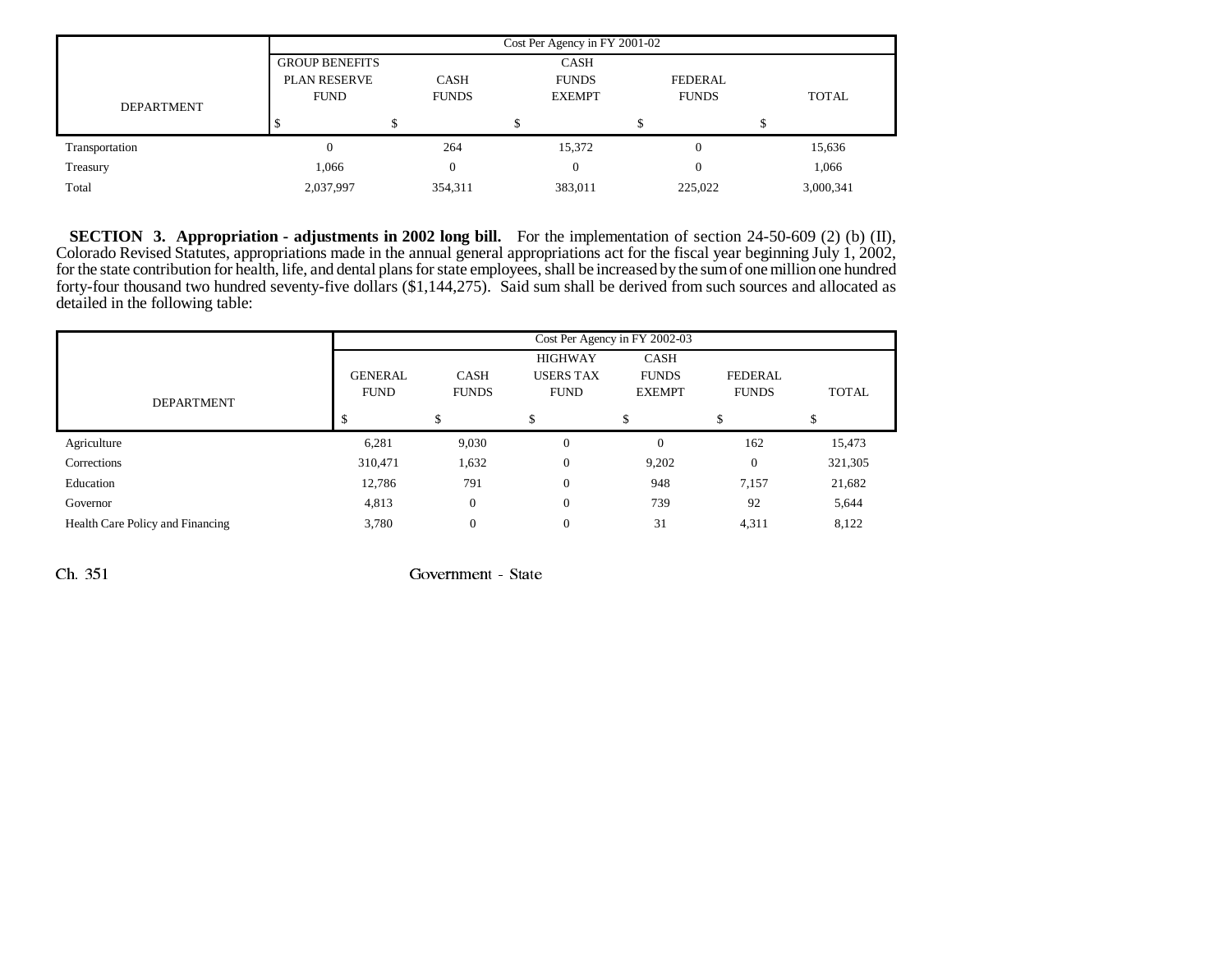| DEPARTMENT | Cost Per Agency in FY 2001-02 | | | | |
|---|---|---|---|---|---|
| | GROUP BENEFITS PLAN RESERVE FUND | CASH FUNDS | CASH FUNDS EXEMPT | FEDERAL FUNDS | TOTAL |
| | $ | $ | $ | $ | $ |
| Transportation | 0 | 264 | 15,372 | 0 | 15,636 |
| Treasury | 1,066 | 0 | 0 | 0 | 1,066 |
| Total | 2,037,997 | 354,311 | 383,011 | 225,022 | 3,000,341 |

**SECTION 3. Appropriation - adjustments in 2002 long bill.** For the implementation of section 24-50-609 (2) (b) (II), Colorado Revised Statutes, appropriations made in the annual general appropriations act for the fiscal year beginning July 1, 2002, for the state contribution for health, life, and dental plans for state employees, shall be increased by the sum of one million one hundred forty-four thousand two hundred seventy-five dollars ($1,144,275). Said sum shall be derived from such sources and allocated as detailed in the following table:

| DEPARTMENT | Cost Per Agency in FY 2002-03 | | | | | |
|---|---|---|---|---|---|---|
| | GENERAL FUND | CASH FUNDS | HIGHWAY USERS TAX FUND | CASH FUNDS EXEMPT | FEDERAL FUNDS | TOTAL |
| | $ | $ | $ | $ | $ | $ |
| Agriculture | 6,281 | 9,030 | 0 | 0 | 162 | 15,473 |
| Corrections | 310,471 | 1,632 | 0 | 9,202 | 0 | 321,305 |
| Education | 12,786 | 791 | 0 | 948 | 7,157 | 21,682 |
| Governor | 4,813 | 0 | 0 | 739 | 92 | 5,644 |
| Health Care Policy and Financing | 3,780 | 0 | 0 | 31 | 4,311 | 8,122 |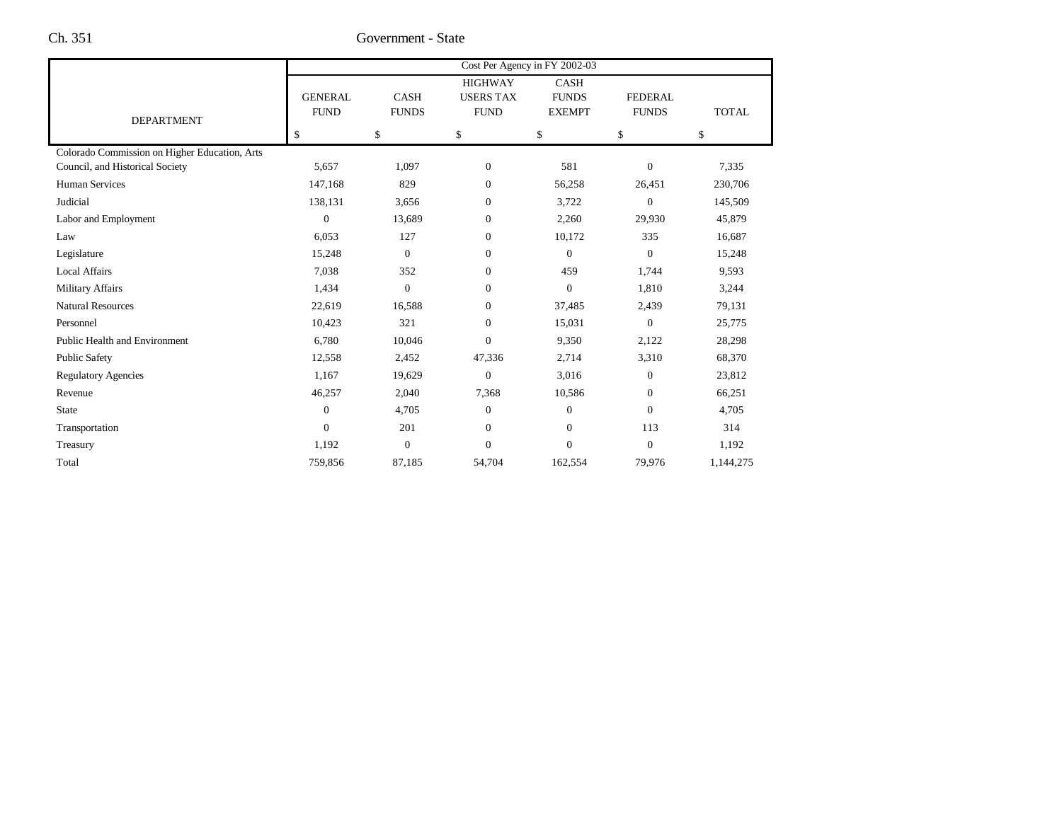| DEPARTMENT | Cost Per Agency in FY 2002-03 | | | | | |
|---|---|---|---|---|---|---|
| | GENERAL FUND | CASH FUNDS | HIGHWAY USERS TAX FUND | CASH FUNDS EXEMPT | FEDERAL FUNDS | TOTAL |
| | $ | $ | $ | $ | $ | $ |
| Colorado Commission on Higher Education, Arts Council, and Historical Society | 5,657 | 1,097 | 0 | 581 | 0 | 7,335 |
| Human Services | 147,168 | 829 | 0 | 56,258 | 26,451 | 230,706 |
| Judicial | 138,131 | 3,656 | 0 | 3,722 | 0 | 145,509 |
| Labor and Employment | 0 | 13,689 | 0 | 2,260 | 29,930 | 45,879 |
| Law | 6,053 | 127 | 0 | 10,172 | 335 | 16,687 |
| Legislature | 15,248 | 0 | 0 | 0 | 0 | 15,248 |
| Local Affairs | 7,038 | 352 | 0 | 459 | 1,744 | 9,593 |
| Military Affairs | 1,434 | 0 | 0 | 0 | 1,810 | 3,244 |
| Natural Resources | 22,619 | 16,588 | 0 | 37,485 | 2,439 | 79,131 |
| Personnel | 10,423 | 321 | 0 | 15,031 | 0 | 25,775 |
| Public Health and Environment | 6,780 | 10,046 | 0 | 9,350 | 2,122 | 28,298 |
| Public Safety | 12,558 | 2,452 | 47,336 | 2,714 | 3,310 | 68,370 |
| Regulatory Agencies | 1,167 | 19,629 | 0 | 3,016 | 0 | 23,812 |
| Revenue | 46,257 | 2,040 | 7,368 | 10,586 | 0 | 66,251 |
| State | 0 | 4,705 | 0 | 0 | 0 | 4,705 |
| Transportation | 0 | 201 | 0 | 0 | 113 | 314 |
| Treasury | 1,192 | 0 | 0 | 0 | 0 | 1,192 |
| Total | 759,856 | 87,185 | 54,704 | 162,554 | 79,976 | 1,144,275 |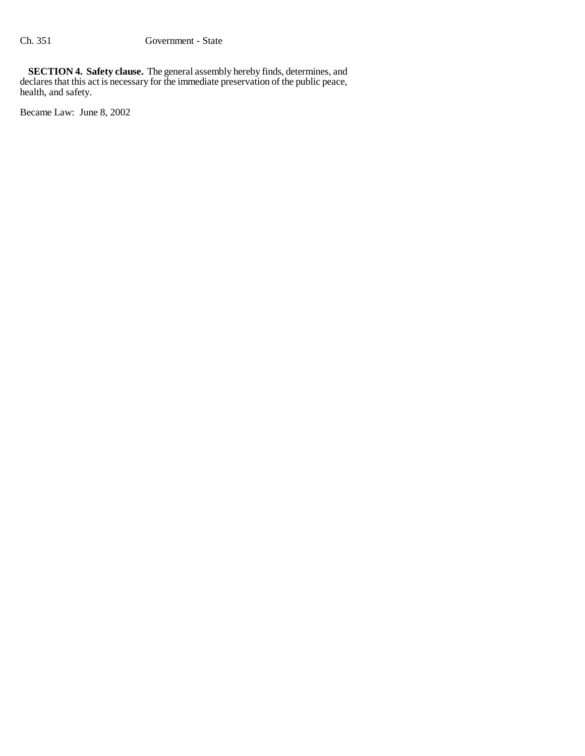**SECTION 4. Safety clause.** The general assembly hereby finds, determines, and declares that this act is necessary for the immediate preservation of the public peace, health, and safety.

Became Law: June 8, 2002